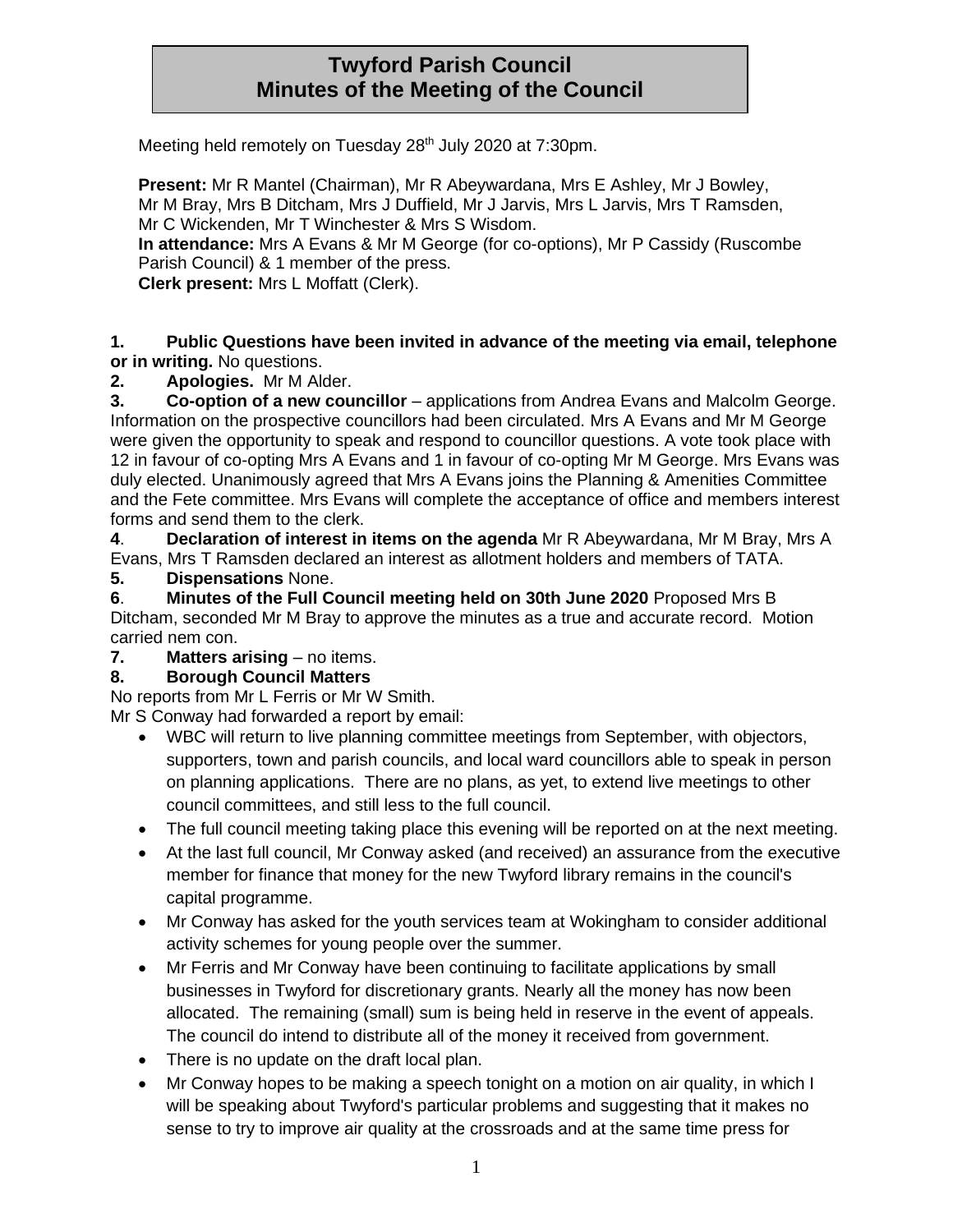# Twyford Parish Council
# Minutes of the Meeting of the Council

Meeting held remotely on Tuesday 28th July 2020 at 7:30pm.

**Present:** Mr R Mantel (Chairman), Mr R Abeywardana, Mrs E Ashley, Mr J Bowley, Mr M Bray, Mrs B Ditcham, Mrs J Duffield, Mr J Jarvis, Mrs L Jarvis, Mrs T Ramsden, Mr C Wickenden, Mr T Winchester & Mrs S Wisdom.
**In attendance:** Mrs A Evans & Mr M George (for co-options), Mr P Cassidy (Ruscombe Parish Council) & 1 member of the press.
**Clerk present:** Mrs L Moffatt (Clerk).

**1. Public Questions have been invited in advance of the meeting via email, telephone or in writing.** No questions.

**2. Apologies.** Mr M Alder.

**3. Co-option of a new councillor** – applications from Andrea Evans and Malcolm George. Information on the prospective councillors had been circulated. Mrs A Evans and Mr M George were given the opportunity to speak and respond to councillor questions. A vote took place with 12 in favour of co-opting Mrs A Evans and 1 in favour of co-opting Mr M George. Mrs Evans was duly elected. Unanimously agreed that Mrs A Evans joins the Planning & Amenities Committee and the Fete committee. Mrs Evans will complete the acceptance of office and members interest forms and send them to the clerk.

**4. Declaration of interest in items on the agenda** Mr R Abeywardana, Mr M Bray, Mrs A Evans, Mrs T Ramsden declared an interest as allotment holders and members of TATA.

**5. Dispensations** None.

**6. Minutes of the Full Council meeting held on 30th June 2020** Proposed Mrs B Ditcham, seconded Mr M Bray to approve the minutes as a true and accurate record. Motion carried nem con.

**7. Matters arising** – no items.

**8. Borough Council Matters**

No reports from Mr L Ferris or Mr W Smith.

Mr S Conway had forwarded a report by email:

- WBC will return to live planning committee meetings from September, with objectors, supporters, town and parish councils, and local ward councillors able to speak in person on planning applications. There are no plans, as yet, to extend live meetings to other council committees, and still less to the full council.
- The full council meeting taking place this evening will be reported on at the next meeting.
- At the last full council, Mr Conway asked (and received) an assurance from the executive member for finance that money for the new Twyford library remains in the council's capital programme.
- Mr Conway has asked for the youth services team at Wokingham to consider additional activity schemes for young people over the summer.
- Mr Ferris and Mr Conway have been continuing to facilitate applications by small businesses in Twyford for discretionary grants. Nearly all the money has now been allocated. The remaining (small) sum is being held in reserve in the event of appeals. The council do intend to distribute all of the money it received from government.
- There is no update on the draft local plan.
- Mr Conway hopes to be making a speech tonight on a motion on air quality, in which I will be speaking about Twyford's particular problems and suggesting that it makes no sense to try to improve air quality at the crossroads and at the same time press for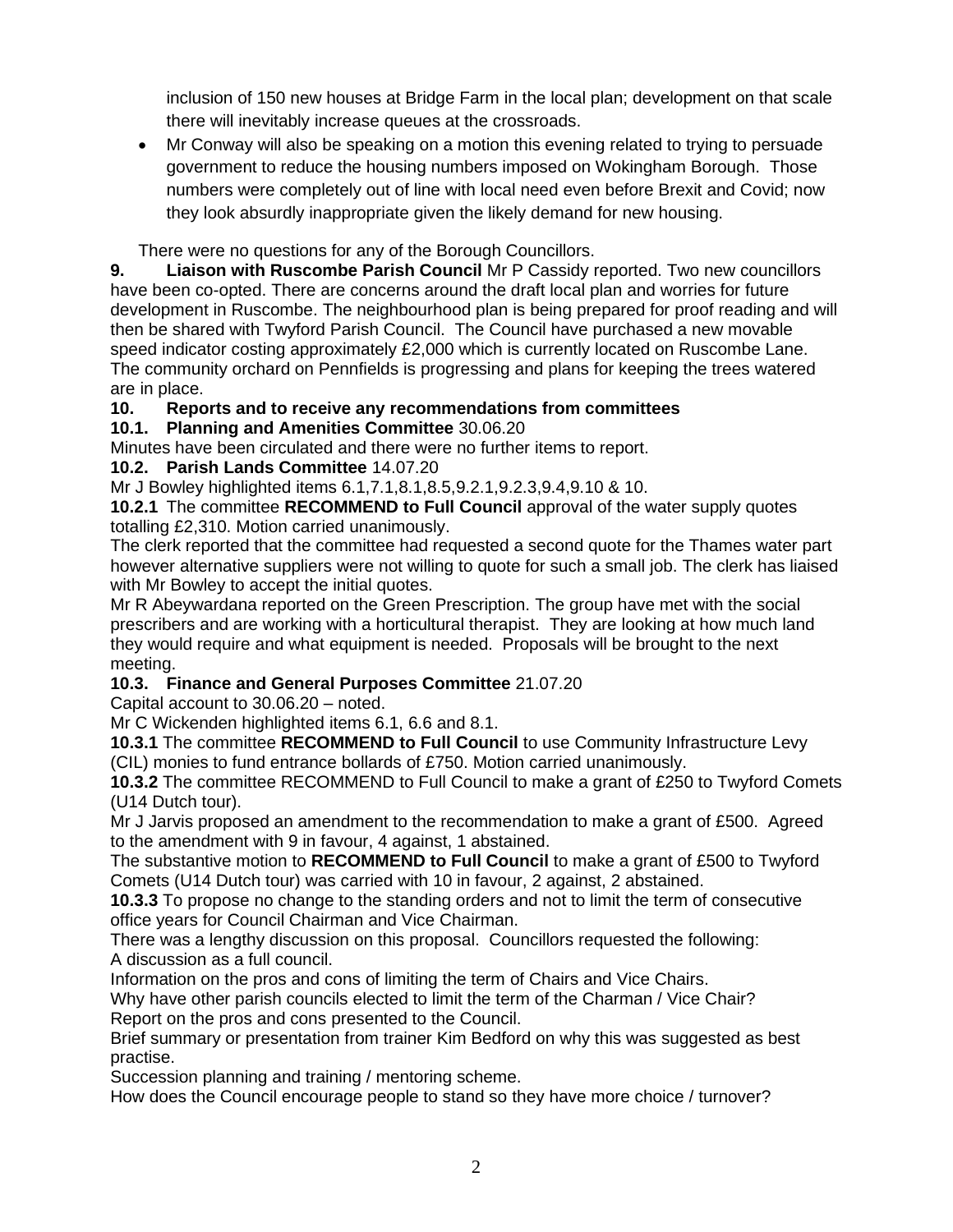inclusion of 150 new houses at Bridge Farm in the local plan; development on that scale there will inevitably increase queues at the crossroads.

- Mr Conway will also be speaking on a motion this evening related to trying to persuade government to reduce the housing numbers imposed on Wokingham Borough. Those numbers were completely out of line with local need even before Brexit and Covid; now they look absurdly inappropriate given the likely demand for new housing.

There were no questions for any of the Borough Councillors.

**9. Liaison with Ruscombe Parish Council** Mr P Cassidy reported. Two new councillors have been co-opted. There are concerns around the draft local plan and worries for future development in Ruscombe. The neighbourhood plan is being prepared for proof reading and will then be shared with Twyford Parish Council. The Council have purchased a new movable speed indicator costing approximately £2,000 which is currently located on Ruscombe Lane. The community orchard on Pennfields is progressing and plans for keeping the trees watered are in place.

**10. Reports and to receive any recommendations from committees**

**10.1. Planning and Amenities Committee** 30.06.20

Minutes have been circulated and there were no further items to report.

**10.2. Parish Lands Committee** 14.07.20

Mr J Bowley highlighted items 6.1,7.1,8.1,8.5,9.2.1,9.2.3,9.4,9.10 & 10.

**10.2.1** The committee **RECOMMEND to Full Council** approval of the water supply quotes totalling £2,310. Motion carried unanimously.

The clerk reported that the committee had requested a second quote for the Thames water part however alternative suppliers were not willing to quote for such a small job. The clerk has liaised with Mr Bowley to accept the initial quotes.

Mr R Abeywardana reported on the Green Prescription. The group have met with the social prescribers and are working with a horticultural therapist. They are looking at how much land they would require and what equipment is needed. Proposals will be brought to the next meeting.

**10.3. Finance and General Purposes Committee** 21.07.20

Capital account to 30.06.20 – noted.

Mr C Wickenden highlighted items 6.1, 6.6 and 8.1.

**10.3.1** The committee **RECOMMEND to Full Council** to use Community Infrastructure Levy (CIL) monies to fund entrance bollards of £750. Motion carried unanimously.

**10.3.2** The committee RECOMMEND to Full Council to make a grant of £250 to Twyford Comets (U14 Dutch tour).

Mr J Jarvis proposed an amendment to the recommendation to make a grant of £500. Agreed to the amendment with 9 in favour, 4 against, 1 abstained.

The substantive motion to **RECOMMEND to Full Council** to make a grant of £500 to Twyford Comets (U14 Dutch tour) was carried with 10 in favour, 2 against, 2 abstained.

**10.3.3** To propose no change to the standing orders and not to limit the term of consecutive office years for Council Chairman and Vice Chairman.

There was a lengthy discussion on this proposal. Councillors requested the following:

A discussion as a full council.

Information on the pros and cons of limiting the term of Chairs and Vice Chairs.

Why have other parish councils elected to limit the term of the Charman / Vice Chair?

Report on the pros and cons presented to the Council.

Brief summary or presentation from trainer Kim Bedford on why this was suggested as best practise.

Succession planning and training / mentoring scheme.

How does the Council encourage people to stand so they have more choice / turnover?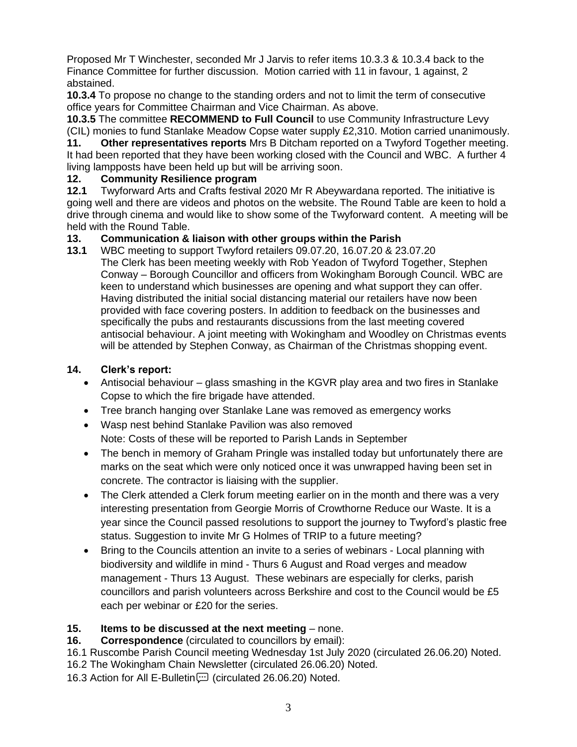Proposed Mr T Winchester, seconded Mr J Jarvis to refer items 10.3.3 & 10.3.4 back to the Finance Committee for further discussion. Motion carried with 11 in favour, 1 against, 2 abstained.

**10.3.4** To propose no change to the standing orders and not to limit the term of consecutive office years for Committee Chairman and Vice Chairman. As above.

**10.3.5** The committee **RECOMMEND to Full Council** to use Community Infrastructure Levy (CIL) monies to fund Stanlake Meadow Copse water supply £2,310. Motion carried unanimously.

**11. Other representatives reports** Mrs B Ditcham reported on a Twyford Together meeting. It had been reported that they have been working closed with the Council and WBC. A further 4 living lampposts have been held up but will be arriving soon.

**12. Community Resilience program**

**12.1** Twyforward Arts and Crafts festival 2020 Mr R Abeywardana reported. The initiative is going well and there are videos and photos on the website. The Round Table are keen to hold a drive through cinema and would like to show some of the Twyforward content. A meeting will be held with the Round Table.

**13. Communication & liaison with other groups within the Parish**

**13.1** WBC meeting to support Twyford retailers 09.07.20, 16.07.20 & 23.07.20
The Clerk has been meeting weekly with Rob Yeadon of Twyford Together, Stephen Conway – Borough Councillor and officers from Wokingham Borough Council. WBC are keen to understand which businesses are opening and what support they can offer. Having distributed the initial social distancing material our retailers have now been provided with face covering posters. In addition to feedback on the businesses and specifically the pubs and restaurants discussions from the last meeting covered antisocial behaviour. A joint meeting with Wokingham and Woodley on Christmas events will be attended by Stephen Conway, as Chairman of the Christmas shopping event.

**14. Clerk's report:**

- Antisocial behaviour – glass smashing in the KGVR play area and two fires in Stanlake Copse to which the fire brigade have attended.
- Tree branch hanging over Stanlake Lane was removed as emergency works
- Wasp nest behind Stanlake Pavilion was also removed
  Note: Costs of these will be reported to Parish Lands in September
- The bench in memory of Graham Pringle was installed today but unfortunately there are marks on the seat which were only noticed once it was unwrapped having been set in concrete. The contractor is liaising with the supplier.
- The Clerk attended a Clerk forum meeting earlier on in the month and there was a very interesting presentation from Georgie Morris of Crowthorne Reduce our Waste. It is a year since the Council passed resolutions to support the journey to Twyford's plastic free status. Suggestion to invite Mr G Holmes of TRIP to a future meeting?
- Bring to the Councils attention an invite to a series of webinars - Local planning with biodiversity and wildlife in mind - Thurs 6 August and Road verges and meadow management - Thurs 13 August. These webinars are especially for clerks, parish councillors and parish volunteers across Berkshire and cost to the Council would be £5 each per webinar or £20 for the series.

**15. Items to be discussed at the next meeting** – none.

**16. Correspondence** (circulated to councillors by email):

16.1 Ruscombe Parish Council meeting Wednesday 1st July 2020 (circulated 26.06.20) Noted.

16.2 The Wokingham Chain Newsletter (circulated 26.06.20) Noted.

16.3 Action for All E-Bulletin (circulated 26.06.20) Noted.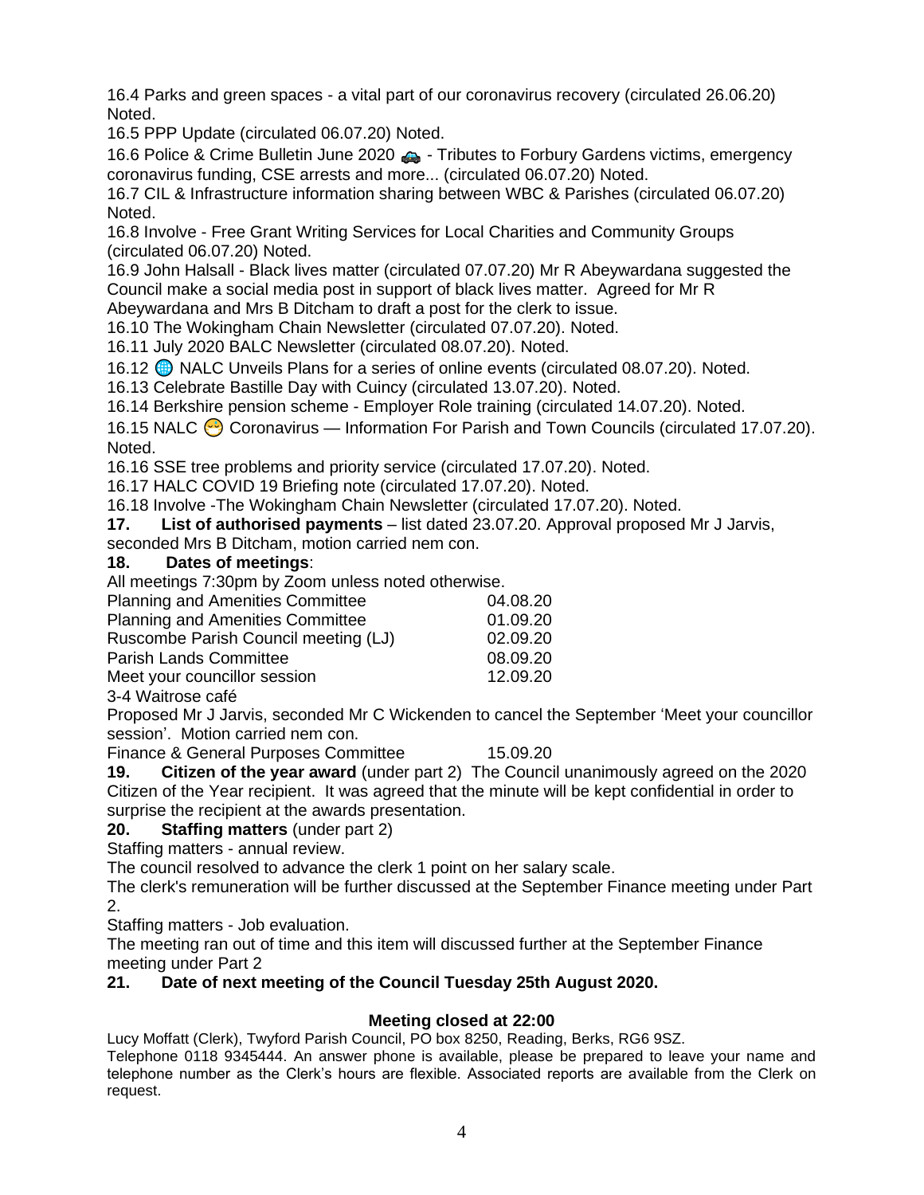16.4 Parks and green spaces - a vital part of our coronavirus recovery (circulated 26.06.20) Noted.

16.5 PPP Update (circulated 06.07.20) Noted.

16.6 Police & Crime Bulletin June 2020 🚓 - Tributes to Forbury Gardens victims, emergency coronavirus funding, CSE arrests and more... (circulated 06.07.20) Noted.

16.7 CIL & Infrastructure information sharing between WBC & Parishes (circulated 06.07.20) Noted.

16.8 Involve - Free Grant Writing Services for Local Charities and Community Groups (circulated 06.07.20) Noted.

16.9 John Halsall - Black lives matter (circulated 07.07.20) Mr R Abeywardana suggested the Council make a social media post in support of black lives matter. Agreed for Mr R Abeywardana and Mrs B Ditcham to draft a post for the clerk to issue.

16.10 The Wokingham Chain Newsletter (circulated 07.07.20). Noted.

16.11 July 2020 BALC Newsletter (circulated 08.07.20). Noted.

16.12 🌐 NALC Unveils Plans for a series of online events (circulated 08.07.20). Noted.

16.13 Celebrate Bastille Day with Cuincy (circulated 13.07.20). Noted.

16.14 Berkshire pension scheme - Employer Role training (circulated 14.07.20). Noted.

16.15 NALC 😷 Coronavirus — Information For Parish and Town Councils (circulated 17.07.20). Noted.

16.16 SSE tree problems and priority service (circulated 17.07.20). Noted.

16.17 HALC COVID 19 Briefing note (circulated 17.07.20). Noted.

16.18 Involve -The Wokingham Chain Newsletter (circulated 17.07.20). Noted.

**17. List of authorised payments** – list dated 23.07.20. Approval proposed Mr J Jarvis, seconded Mrs B Ditcham, motion carried nem con.

**18. Dates of meetings**:

All meetings 7:30pm by Zoom unless noted otherwise.

| | |
|---|---|
| Planning and Amenities Committee | 04.08.20 |
| Planning and Amenities Committee | 01.09.20 |
| Ruscombe Parish Council meeting (LJ) | 02.09.20 |
| Parish Lands Committee | 08.09.20 |
| Meet your councillor session | 12.09.20 |

3-4 Waitrose café

Proposed Mr J Jarvis, seconded Mr C Wickenden to cancel the September 'Meet your councillor session'. Motion carried nem con.

Finance & General Purposes Committee 15.09.20

**19. Citizen of the year award** (under part 2) The Council unanimously agreed on the 2020 Citizen of the Year recipient. It was agreed that the minute will be kept confidential in order to surprise the recipient at the awards presentation.

**20. Staffing matters** (under part 2)

Staffing matters - annual review.

The council resolved to advance the clerk 1 point on her salary scale.

The clerk's remuneration will be further discussed at the September Finance meeting under Part 2.

Staffing matters - Job evaluation.

The meeting ran out of time and this item will discussed further at the September Finance meeting under Part 2

**21. Date of next meeting of the Council Tuesday 25th August 2020.**

**Meeting closed at 22:00**

Lucy Moffatt (Clerk), Twyford Parish Council, PO box 8250, Reading, Berks, RG6 9SZ.

Telephone 0118 9345444. An answer phone is available, please be prepared to leave your name and telephone number as the Clerk's hours are flexible. Associated reports are available from the Clerk on request.